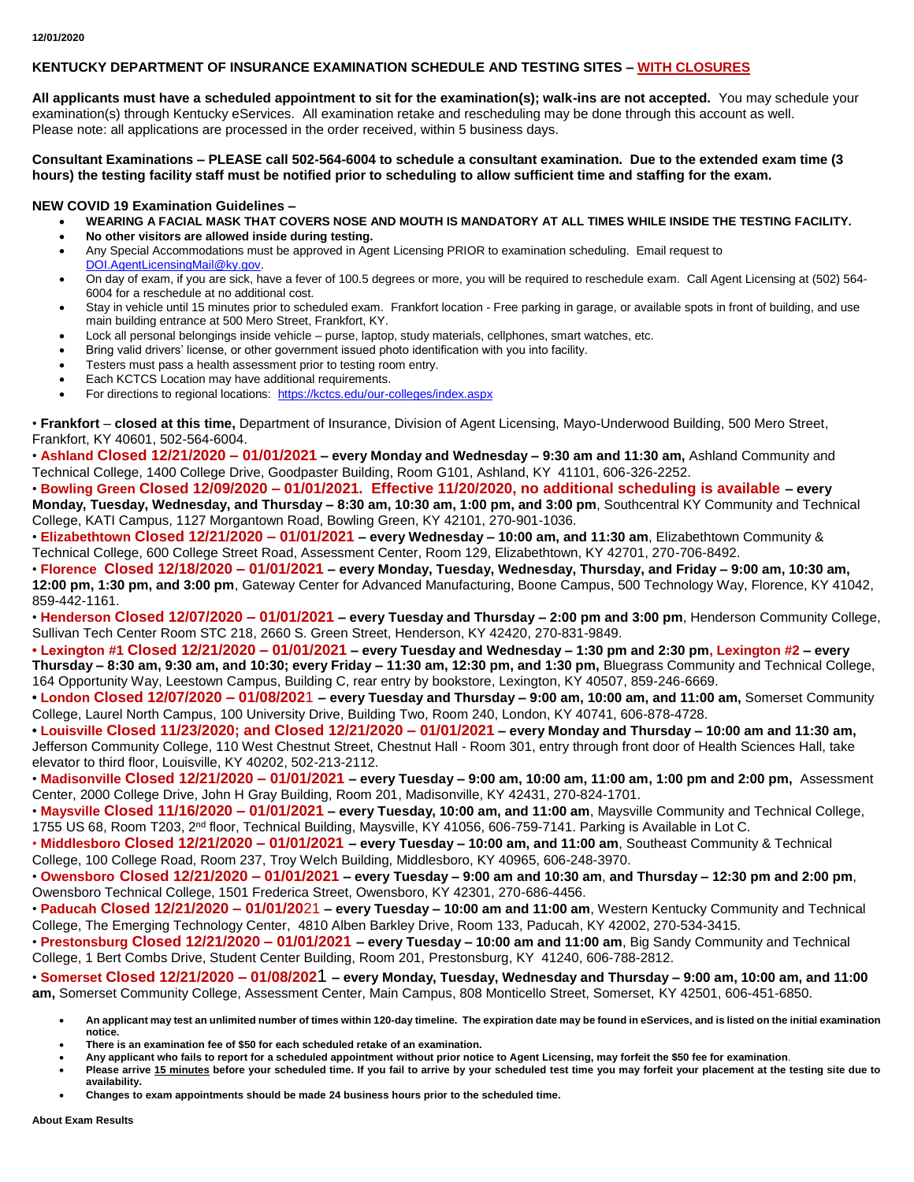12/01/2020

**KENTUCKY DEPARTMENT OF INSURANCE EXAMINATION SCHEDULE AND TESTING SITES – WITH CLOSURES**

**All applicants must have a scheduled appointment to sit for the examination(s); walk-ins are not accepted.** You may schedule your examination(s) through Kentucky eServices. All examination retake and rescheduling may be done through this account as well. Please note: all applications are processed in the order received, within 5 business days.

**Consultant Examinations – PLEASE call 502-564-6004 to schedule a consultant examination. Due to the extended exam time (3 hours) the testing facility staff must be notified prior to scheduling to allow sufficient time and staffing for the exam.**

**NEW COVID 19 Examination Guidelines –**

- **WEARING A FACIAL MASK THAT COVERS NOSE AND MOUTH IS MANDATORY AT ALL TIMES WHILE INSIDE THE TESTING FACILITY.**
- **No other visitors are allowed inside during testing.**
- Any Special Accommodations must be approved in Agent Licensing PRIOR to examination scheduling. Email request to DOI.AgentLicensingMail@ky.gov.
- On day of exam, if you are sick, have a fever of 100.5 degrees or more, you will be required to reschedule exam. Call Agent Licensing at (502) 564-6004 for a reschedule at no additional cost.
- Stay in vehicle until 15 minutes prior to scheduled exam. Frankfort location - Free parking in garage, or available spots in front of building, and use main building entrance at 500 Mero Street, Frankfort, KY.
- Lock all personal belongings inside vehicle – purse, laptop, study materials, cellphones, smart watches, etc.
- Bring valid drivers' license, or other government issued photo identification with you into facility.
- Testers must pass a health assessment prior to testing room entry.
- Each KCTCS Location may have additional requirements.
- For directions to regional locations: https://kctcs.edu/our-colleges/index.aspx

• **Frankfort** – **closed at this time,** Department of Insurance, Division of Agent Licensing, Mayo-Underwood Building, 500 Mero Street, Frankfort, KY 40601, 502-564-6004.

• **Ashland Closed 12/21/2020 – 01/01/2021 – every Monday and Wednesday – 9:30 am and 11:30 am,** Ashland Community and Technical College, 1400 College Drive, Goodpaster Building, Room G101, Ashland, KY 41101, 606-326-2252.

• **Bowling Green Closed 12/09/2020 – 01/01/2021. Effective 11/20/2020, no additional scheduling is available – every Monday, Tuesday, Wednesday, and Thursday – 8:30 am, 10:30 am, 1:00 pm, and 3:00 pm**, Southcentral KY Community and Technical College, KATI Campus, 1127 Morgantown Road, Bowling Green, KY 42101, 270-901-1036.

• **Elizabethtown Closed 12/21/2020 – 01/01/2021 – every Wednesday – 10:00 am, and 11:30 am**, Elizabethtown Community & Technical College, 600 College Street Road, Assessment Center, Room 129, Elizabethtown, KY 42701, 270-706-8492.

• **Florence Closed 12/18/2020 – 01/01/2021 – every Monday, Tuesday, Wednesday, Thursday, and Friday – 9:00 am, 10:30 am, 12:00 pm, 1:30 pm, and 3:00 pm**, Gateway Center for Advanced Manufacturing, Boone Campus, 500 Technology Way, Florence, KY 41042, 859-442-1161.

• **Henderson Closed 12/07/2020 – 01/01/2021 – every Tuesday and Thursday – 2:00 pm and 3:00 pm**, Henderson Community College, Sullivan Tech Center Room STC 218, 2660 S. Green Street, Henderson, KY 42420, 270-831-9849.

• **Lexington #1 Closed 12/21/2020 – 01/01/2021 – every Tuesday and Wednesday – 1:30 pm and 2:30 pm, Lexington #2 – every Thursday – 8:30 am, 9:30 am, and 10:30; every Friday – 11:30 am, 12:30 pm, and 1:30 pm,** Bluegrass Community and Technical College, 164 Opportunity Way, Leestown Campus, Building C, rear entry by bookstore, Lexington, KY 40507, 859-246-6669.

• **London Closed 12/07/2020 – 01/08/2021 – every Tuesday and Thursday – 9:00 am, 10:00 am, and 11:00 am,** Somerset Community College, Laurel North Campus, 100 University Drive, Building Two, Room 240, London, KY 40741, 606-878-4728.

• **Louisville Closed 11/23/2020; and Closed 12/21/2020 – 01/01/2021 – every Monday and Thursday – 10:00 am and 11:30 am,** Jefferson Community College, 110 West Chestnut Street, Chestnut Hall - Room 301, entry through front door of Health Sciences Hall, take elevator to third floor, Louisville, KY 40202, 502-213-2112.

• **Madisonville Closed 12/21/2020 – 01/01/2021 – every Tuesday – 9:00 am, 10:00 am, 11:00 am, 1:00 pm and 2:00 pm,** Assessment Center, 2000 College Drive, John H Gray Building, Room 201, Madisonville, KY 42431, 270-824-1701.

• **Maysville Closed 11/16/2020 – 01/01/2021 – every Tuesday, 10:00 am, and 11:00 am**, Maysville Community and Technical College, 1755 US 68, Room T203, 2nd floor, Technical Building, Maysville, KY 41056, 606-759-7141. Parking is Available in Lot C.

• **Middlesboro Closed 12/21/2020 – 01/01/2021 – every Tuesday – 10:00 am, and 11:00 am**, Southeast Community & Technical College, 100 College Road, Room 237, Troy Welch Building, Middlesboro, KY 40965, 606-248-3970.

• **Owensboro Closed 12/21/2020 – 01/01/2021 – every Tuesday – 9:00 am and 10:30 am, and Thursday – 12:30 pm and 2:00 pm**, Owensboro Technical College, 1501 Frederica Street, Owensboro, KY 42301, 270-686-4456.

• **Paducah Closed 12/21/2020 – 01/01/2021 – every Tuesday – 10:00 am and 11:00 am**, Western Kentucky Community and Technical College, The Emerging Technology Center, 4810 Alben Barkley Drive, Room 133, Paducah, KY 42002, 270-534-3415.

• **Prestonsburg Closed 12/21/2020 – 01/01/2021 – every Tuesday – 10:00 am and 11:00 am**, Big Sandy Community and Technical College, 1 Bert Combs Drive, Student Center Building, Room 201, Prestonsburg, KY 41240, 606-788-2812.

• **Somerset Closed 12/21/2020 – 01/08/2021 – every Monday, Tuesday, Wednesday and Thursday – 9:00 am, 10:00 am, and 11:00 am,** Somerset Community College, Assessment Center, Main Campus, 808 Monticello Street, Somerset, KY 42501, 606-451-6850.

- **An applicant may test an unlimited number of times within 120-day timeline. The expiration date may be found in eServices, and is listed on the initial examination notice.**
- **There is an examination fee of $50 for each scheduled retake of an examination.**
- **Any applicant who fails to report for a scheduled appointment without prior notice to Agent Licensing, may forfeit the $50 fee for examination.**
- **Please arrive 15 minutes before your scheduled time. If you fail to arrive by your scheduled test time you may forfeit your placement at the testing site due to availability.**
- **Changes to exam appointments should be made 24 business hours prior to the scheduled time.**

**About Exam Results**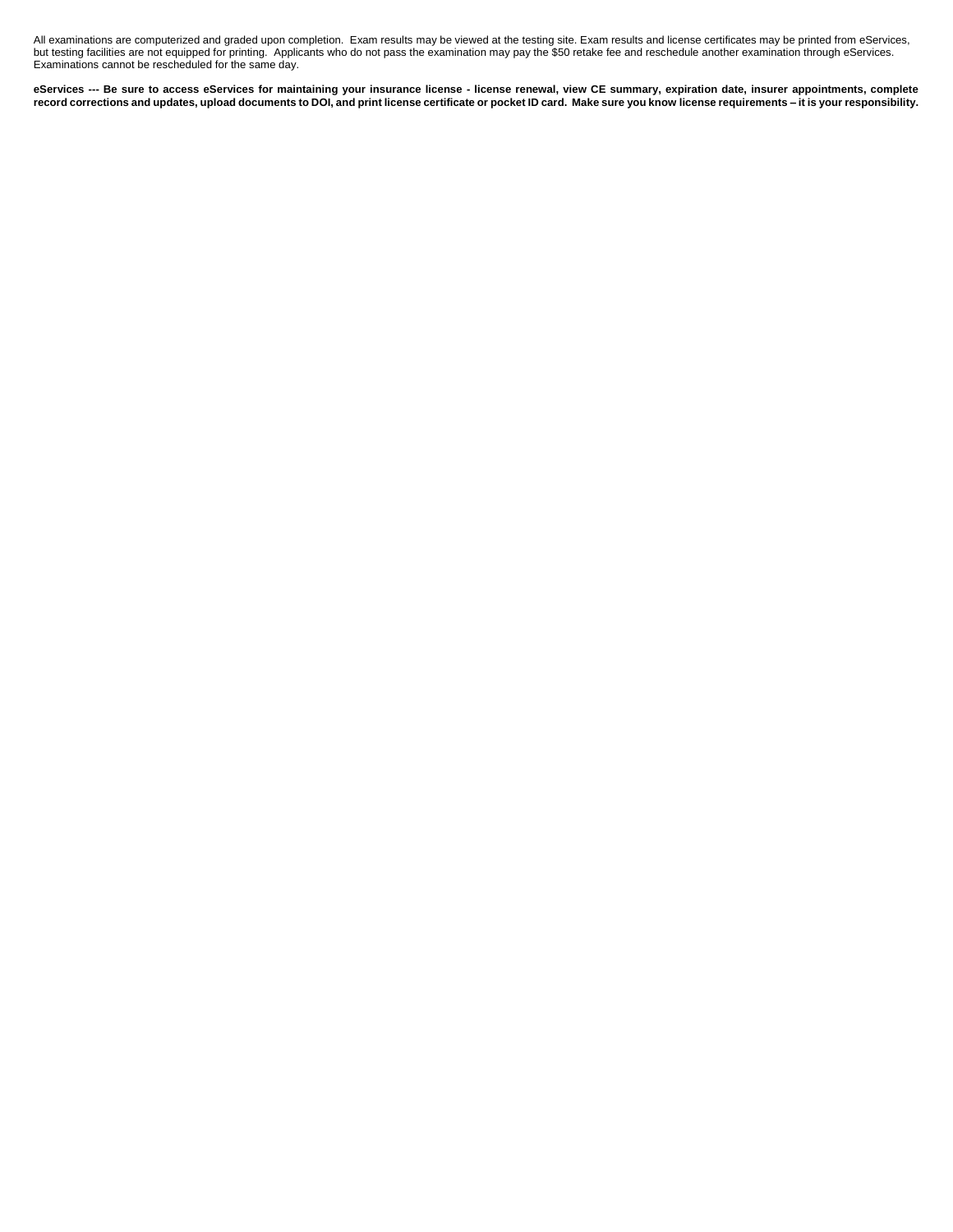All examinations are computerized and graded upon completion. Exam results may be viewed at the testing site. Exam results and license certificates may be printed from eServices, but testing facilities are not equipped for printing. Applicants who do not pass the examination may pay the $50 retake fee and reschedule another examination through eServices. Examinations cannot be rescheduled for the same day.

**eServices --- Be sure to access eServices for maintaining your insurance license - license renewal, view CE summary, expiration date, insurer appointments, complete record corrections and updates, upload documents to DOI, and print license certificate or pocket ID card. Make sure you know license requirements – it is your responsibility.**